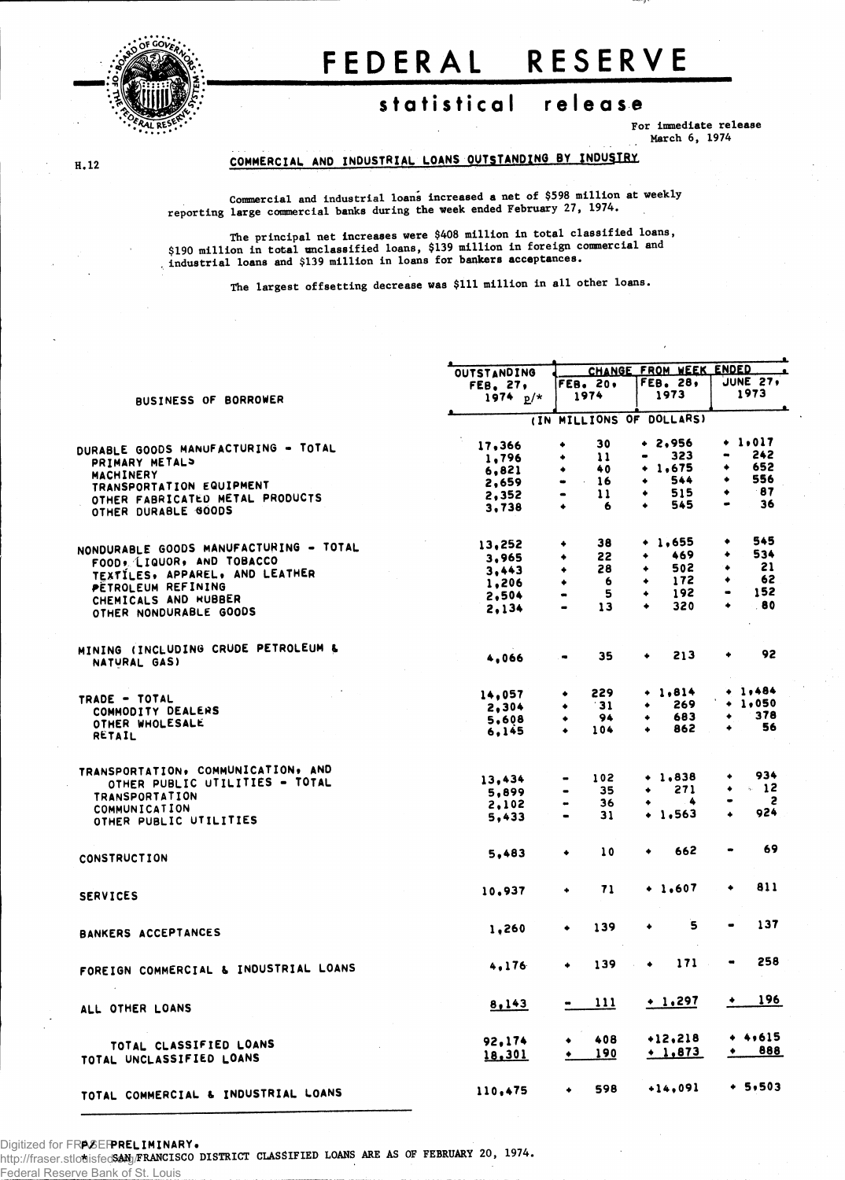# FEDERAL RESERVE

## statistical release

For immediate release
March 6, 1974

H.12

### COMMERCIAL AND INDUSTRIAL LOANS OUTSTANDING BY INDUSTRY

Commercial and industrial loans increased a net of $598 million at weekly reporting large commercial banks during the week ended February 27, 1974.

The principal net increases were $408 million in total classified loans, $190 million in total unclassified loans, $139 million in foreign commercial and industrial loans and $139 million in loans for bankers acceptances.

The largest offsetting decrease was $111 million in all other loans.

| BUSINESS OF BORROWER | OUTSTANDING FEB. 27, 1974 p/* | CHANGE FROM WEEK ENDED FEB. 20, 1974 | FEB. 28, 1973 | JUNE 27, 1973 |
|---|---|---|---|---|
| | (IN MILLIONS OF DOLLARS) | | | |
| DURABLE GOODS MANUFACTURING - TOTAL | 17,366 | + 30 | + 2,956 | + 1,017 |
| PRIMARY METALS | 1,796 | + 11 | - 323 | - 242 |
| MACHINERY | 6,821 | + 40 | + 1,675 | + 652 |
| TRANSPORTATION EQUIPMENT | 2,659 | - 16 | + 544 | + 556 |
| OTHER FABRICATED METAL PRODUCTS | 2,352 | - 11 | + 515 | + 87 |
| OTHER DURABLE GOODS | 3,738 | + 6 | + 545 | - 36 |
| NONDURABLE GOODS MANUFACTURING - TOTAL | 13,252 | + 38 | + 1,655 | + 545 |
| FOOD, LIQUOR, AND TOBACCO | 3,965 | + 22 | + 469 | + 534 |
| TEXTILES, APPAREL, AND LEATHER | 3,443 | + 28 | + 502 | + 21 |
| PETROLEUM REFINING | 1,206 | + 6 | + 172 | + 62 |
| CHEMICALS AND RUBBER | 2,504 | - 5 | + 192 | - 152 |
| OTHER NONDURABLE GOODS | 2,134 | - 13 | + 320 | + 80 |
| MINING (INCLUDING CRUDE PETROLEUM & NATURAL GAS) | 4,066 | - 35 | + 213 | + 92 |
| TRADE - TOTAL | 14,057 | + 229 | + 1,814 | + 1,484 |
| COMMODITY DEALERS | 2,304 | + 31 | + 269 | + 1,050 |
| OTHER WHOLESALE | 5,608 | + 94 | + 683 | + 378 |
| RETAIL | 6,145 | + 104 | + 862 | + 56 |
| TRANSPORTATION, COMMUNICATION, AND OTHER PUBLIC UTILITIES - TOTAL | 13,434 | - 102 | + 1,838 | + 934 |
| TRANSPORTATION | 5,899 | - 35 | + 271 | + 12 |
| COMMUNICATION | 2,102 | - 36 | + 4 | - 2 |
| OTHER PUBLIC UTILITIES | 5,433 | - 31 | + 1,563 | + 924 |
| CONSTRUCTION | 5,483 | + 10 | + 662 | - 69 |
| SERVICES | 10,937 | + 71 | + 1,607 | + 811 |
| BANKERS ACCEPTANCES | 1,260 | + 139 | + 5 | - 137 |
| FOREIGN COMMERCIAL & INDUSTRIAL LOANS | 4,176 | + 139 | + 171 | - 258 |
| ALL OTHER LOANS | 8,143 | - 111 | + 1,297 | + 196 |
| TOTAL CLASSIFIED LOANS | 92,174 | + 408 | +12,218 | + 4,615 |
| TOTAL UNCLASSIFIED LOANS | 18,301 | + 190 | + 1,873 | + 888 |
| TOTAL COMMERCIAL & INDUSTRIAL LOANS | 110,475 | + 598 | +14,091 | + 5,503 |

P/ PRELIMINARY.
* SAN FRANCISCO DISTRICT CLASSIFIED LOANS ARE AS OF FEBRUARY 20, 1974.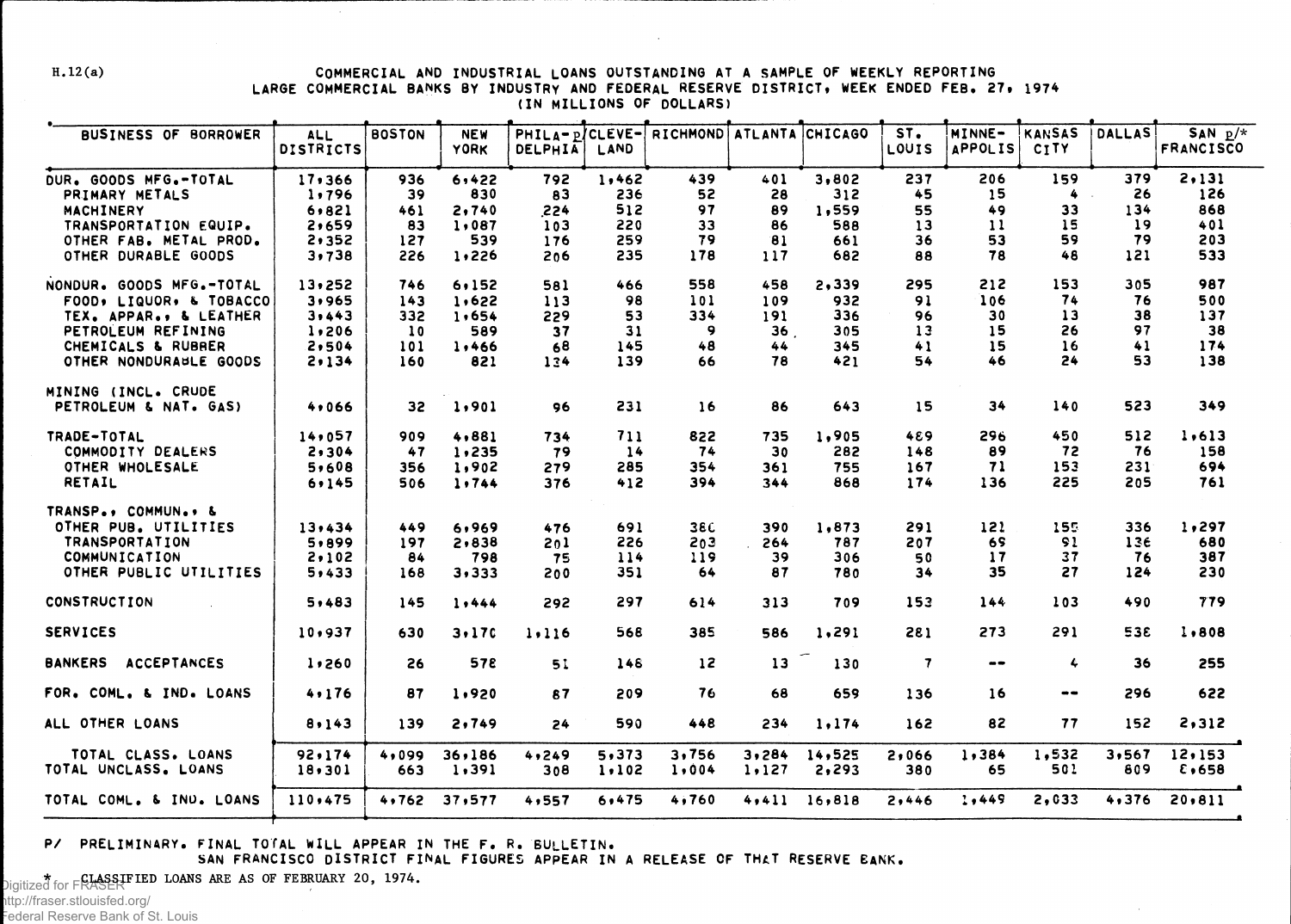H.12(a)

# COMMERCIAL AND INDUSTRIAL LOANS OUTSTANDING AT A SAMPLE OF WEEKLY REPORTING LARGE COMMERCIAL BANKS BY INDUSTRY AND FEDERAL RESERVE DISTRICT, WEEK ENDED FEB. 27, 1974
(IN MILLIONS OF DOLLARS)

| BUSINESS OF BORROWER | ALL DISTRICTS | BOSTON | NEW YORK | PHILA-p/ DELPHIA | CLEVE- LAND | RICHMOND | ATLANTA | CHICAGO | ST. LOUIS | MINNE- APOLIS | KANSAS CITY | DALLAS | SAN p/* FRANCISCO |
|---|---|---|---|---|---|---|---|---|---|---|---|---|---|
| DUR. GOODS MFG.-TOTAL | 17,366 | 936 | 6,422 | 792 | 1,462 | 439 | 401 | 3,802 | 237 | 206 | 159 | 379 | 2,131 |
| PRIMARY METALS | 1,796 | 39 | 830 | 83 | 236 | 52 | 28 | 312 | 45 | 15 | 4 | 26 | 126 |
| MACHINERY | 6,821 | 461 | 2,740 | 224 | 512 | 97 | 89 | 1,559 | 55 | 49 | 33 | 134 | 868 |
| TRANSPORTATION EQUIP. | 2,659 | 83 | 1,087 | 103 | 220 | 33 | 86 | 588 | 13 | 11 | 15 | 19 | 401 |
| OTHER FAB. METAL PROD. | 2,352 | 127 | 539 | 176 | 259 | 79 | 81 | 661 | 36 | 53 | 59 | 79 | 203 |
| OTHER DURABLE GOODS | 3,738 | 226 | 1,226 | 206 | 235 | 178 | 117 | 682 | 88 | 78 | 48 | 121 | 533 |
| NONDUR. GOODS MFG.-TOTAL | 13,252 | 746 | 6,152 | 581 | 466 | 558 | 458 | 2,339 | 295 | 212 | 153 | 305 | 987 |
| FOOD, LIQUOR, & TOBACCO | 3,965 | 143 | 1,622 | 113 | 98 | 101 | 109 | 932 | 91 | 106 | 74 | 76 | 500 |
| TEX. APPAR., & LEATHER | 3,443 | 332 | 1,654 | 229 | 53 | 334 | 191 | 336 | 96 | 30 | 13 | 38 | 137 |
| PETROLEUM REFINING | 1,206 | 10 | 589 | 37 | 31 | 9 | 36 | 305 | 13 | 15 | 26 | 97 | 38 |
| CHEMICALS & RUBBER | 2,504 | 101 | 1,466 | 68 | 145 | 48 | 44 | 345 | 41 | 15 | 16 | 41 | 174 |
| OTHER NONDURABLE GOODS | 2,134 | 160 | 821 | 134 | 139 | 66 | 78 | 421 | 54 | 46 | 24 | 53 | 138 |
| MINING (INCL. CRUDE PETROLEUM & NAT. GAS) | 4,066 | 32 | 1,901 | 96 | 231 | 16 | 86 | 643 | 15 | 34 | 140 | 523 | 349 |
| TRADE-TOTAL | 14,057 | 909 | 4,881 | 734 | 711 | 822 | 735 | 1,905 | 489 | 296 | 450 | 512 | 1,613 |
| COMMODITY DEALERS | 2,304 | 47 | 1,235 | 79 | 14 | 74 | 30 | 282 | 148 | 89 | 72 | 76 | 158 |
| OTHER WHOLESALE | 5,608 | 356 | 1,902 | 279 | 285 | 354 | 361 | 755 | 167 | 71 | 153 | 231 | 694 |
| RETAIL | 6,145 | 506 | 1,744 | 376 | 412 | 394 | 344 | 868 | 174 | 136 | 225 | 205 | 761 |
| TRANSP., COMMUN., & OTHER PUB. UTILITIES | 13,434 | 449 | 6,969 | 476 | 691 | 386 | 390 | 1,873 | 291 | 121 | 155 | 336 | 1,297 |
| TRANSPORTATION | 5,899 | 197 | 2,838 | 201 | 226 | 203 | 264 | 787 | 207 | 69 | 91 | 136 | 680 |
| COMMUNICATION | 2,102 | 84 | 798 | 75 | 114 | 119 | 39 | 306 | 50 | 17 | 37 | 76 | 387 |
| OTHER PUBLIC UTILITIES | 5,433 | 168 | 3,333 | 200 | 351 | 64 | 87 | 780 | 34 | 35 | 27 | 124 | 230 |
| CONSTRUCTION | 5,483 | 145 | 1,444 | 292 | 297 | 614 | 313 | 709 | 153 | 144 | 103 | 490 | 779 |
| SERVICES | 10,937 | 630 | 3,170 | 1,116 | 568 | 385 | 586 | 1,291 | 281 | 273 | 291 | 538 | 1,808 |
| BANKERS ACCEPTANCES | 1,260 | 26 | 578 | 51 | 146 | 12 | 13 | 130 | 7 | -- | 4 | 36 | 255 |
| FOR. COML. & IND. LOANS | 4,176 | 87 | 1,920 | 87 | 209 | 76 | 68 | 659 | 136 | 16 | -- | 296 | 622 |
| ALL OTHER LOANS | 8,143 | 139 | 2,749 | 24 | 590 | 448 | 234 | 1,174 | 162 | 82 | 77 | 152 | 2,312 |
| TOTAL CLASS. LOANS | 92,174 | 4,099 | 36,186 | 4,249 | 5,373 | 3,756 | 3,284 | 14,525 | 2,066 | 1,384 | 1,532 | 3,567 | 12,153 |
| TOTAL UNCLASS. LOANS | 18,301 | 663 | 1,391 | 308 | 1,102 | 1,004 | 1,127 | 2,293 | 380 | 65 | 501 | 809 | 8,658 |
| TOTAL COML. & IND. LOANS | 110,475 | 4,762 | 37,577 | 4,557 | 6,475 | 4,760 | 4,411 | 16,818 | 2,446 | 1,449 | 2,033 | 4,376 | 20,811 |

P/ PRELIMINARY. FINAL TOTAL WILL APPEAR IN THE F. R. BULLETIN. SAN FRANCISCO DISTRICT FINAL FIGURES APPEAR IN A RELEASE OF THAT RESERVE BANK.

\* CLASSIFIED LOANS ARE AS OF FEBRUARY 20, 1974.